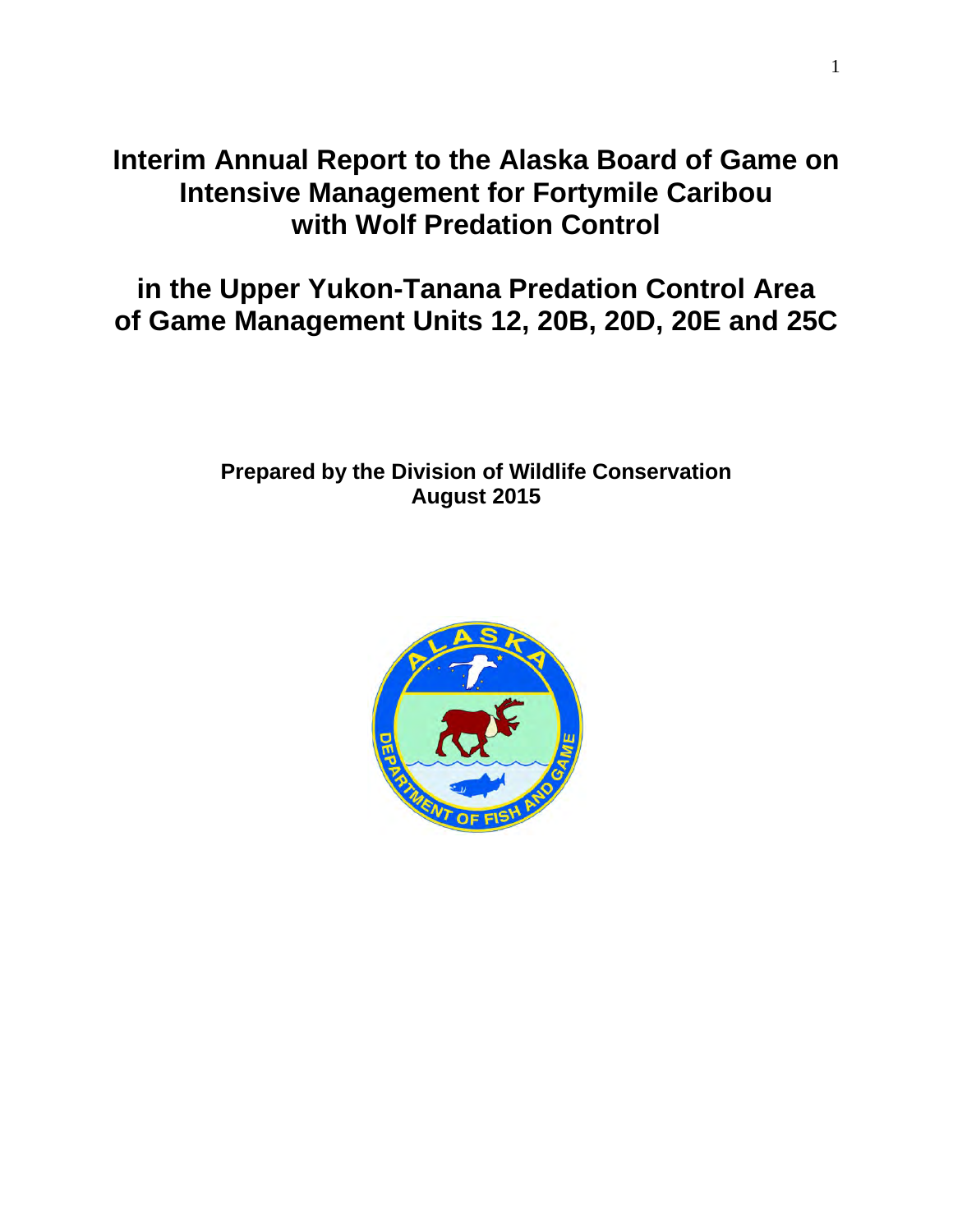# Interim Annual Report to the Alaska Board of Game on Intensive Management for Fortymile Caribou with Wolf Predation Control

# in the Upper Yukon-Tanana Predation Control Area of Game Management Units 12, 20B, 20D, 20E and 25C

**Prepared by the Division of Wildlife Conservation**
**August 2015**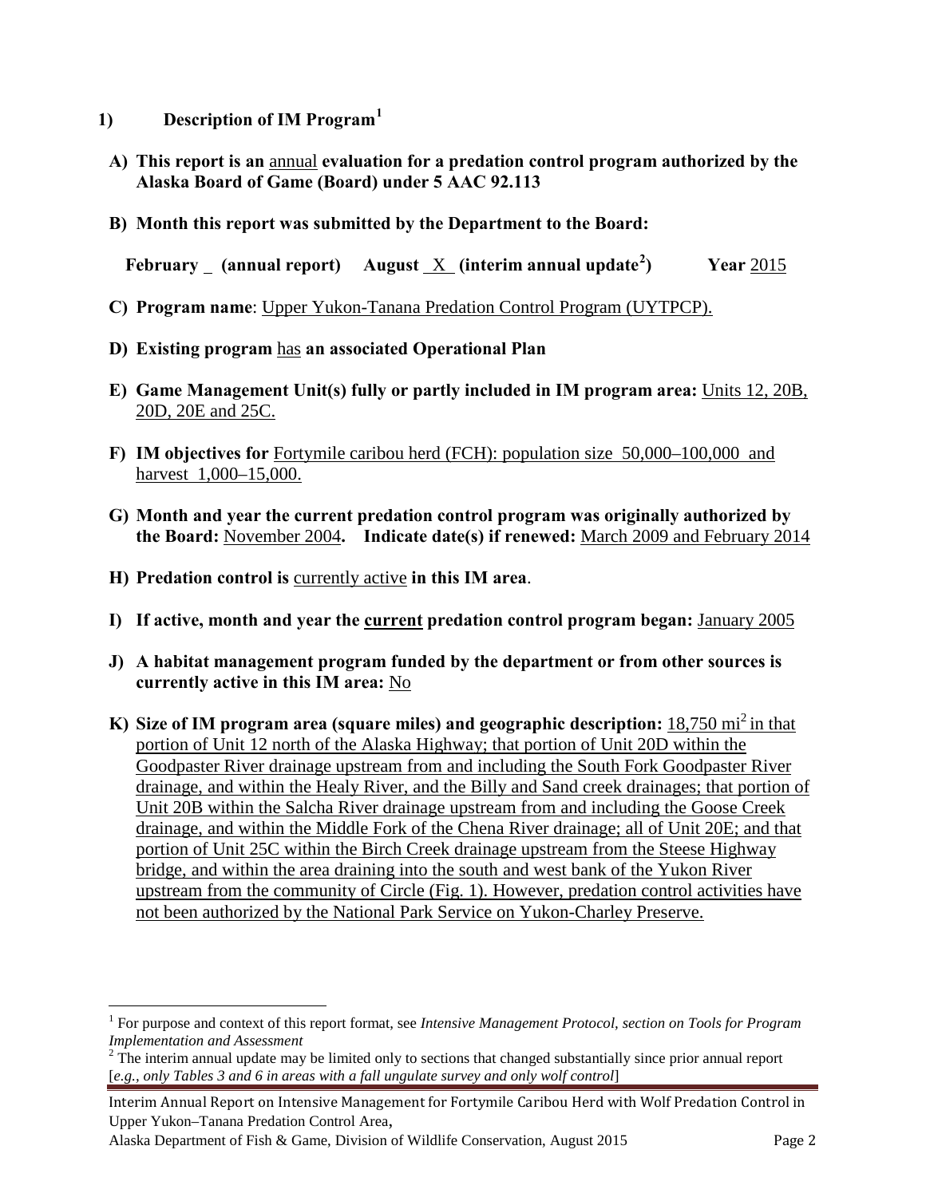## 1) Description of IM Program[1]

**A) This report is an** annual **evaluation for a predation control program authorized by the Alaska Board of Game (Board) under 5 AAC 92.113**

**B) Month this report was submitted by the Department to the Board:**

**February _ (annual report) August X (interim annual update[2]) Year** 2015

**C) Program name**: Upper Yukon-Tanana Predation Control Program (UYTPCP).

**D) Existing program** has **an associated Operational Plan**

**E) Game Management Unit(s) fully or partly included in IM program area:** Units 12, 20B, 20D, 20E and 25C.

**F) IM objectives for** Fortymile caribou herd (FCH): population size 50,000–100,000 and harvest 1,000–15,000.

**G) Month and year the current predation control program was originally authorized by the Board:** November 2004**. Indicate date(s) if renewed:** March 2009 and February 2014

**H) Predation control is** currently active **in this IM area**.

**I) If active, month and year the current predation control program began:** January 2005

**J) A habitat management program funded by the department or from other sources is currently active in this IM area:** No

**K) Size of IM program area (square miles) and geographic description:** 18,750 $mi^2$ in that portion of Unit 12 north of the Alaska Highway; that portion of Unit 20D within the Goodpaster River drainage upstream from and including the South Fork Goodpaster River drainage, and within the Healy River, and the Billy and Sand creek drainages; that portion of Unit 20B within the Salcha River drainage upstream from and including the Goose Creek drainage, and within the Middle Fork of the Chena River drainage; all of Unit 20E; and that portion of Unit 25C within the Birch Creek drainage upstream from the Steese Highway bridge, and within the area draining into the south and west bank of the Yukon River upstream from the community of Circle (Fig. 1). However, predation control activities have not been authorized by the National Park Service on Yukon-Charley Preserve.

---

[1] For purpose and context of this report format, see *Intensive Management Protocol, section on Tools for Program Implementation and Assessment*

[2] The interim annual update may be limited only to sections that changed substantially since prior annual report [*e.g., only Tables 3 and 6 in areas with a fall ungulate survey and only wolf control*]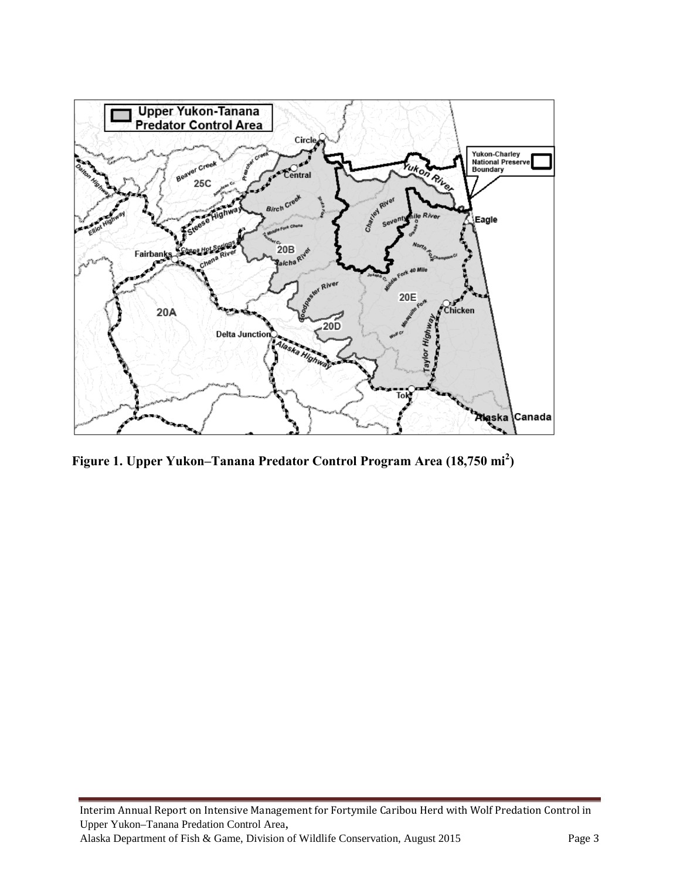**Figure 1. Upper Yukon–Tanana Predator Control Program Area (18,750 mi$^2$)**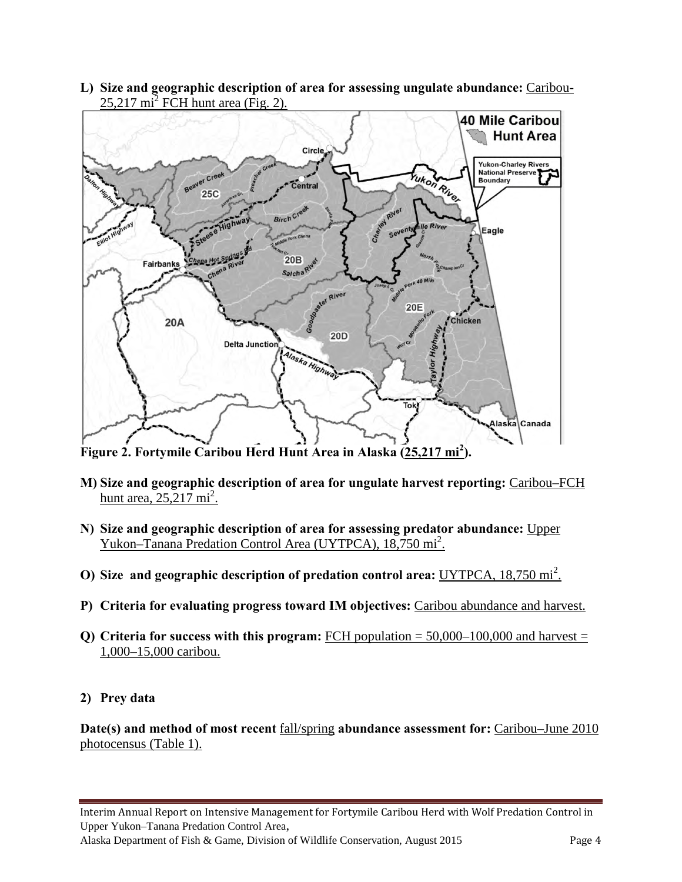**L) Size and geographic description of area for assessing ungulate abundance:** Caribou-25,217 mi$^2$ FCH hunt area (Fig. 2).

**Figure 2. Fortymile Caribou Herd Hunt Area in Alaska (25,217 mi$^2$).**

**M) Size and geographic description of area for ungulate harvest reporting:** Caribou–FCH hunt area, 25,217 mi$^2$.

**N) Size and geographic description of area for assessing predator abundance:** Upper Yukon–Tanana Predation Control Area (UYTPCA), 18,750 mi$^2$.

**O) Size and geographic description of predation control area:** UYTPCA, 18,750 mi$^2$.

**P) Criteria for evaluating progress toward IM objectives:** Caribou abundance and harvest.

**Q) Criteria for success with this program:** FCH population = 50,000–100,000 and harvest = 1,000–15,000 caribou.

**2) Prey data**

**Date(s) and method of most recent** fall/spring **abundance assessment for:** Caribou–June 2010 photocensus (Table 1).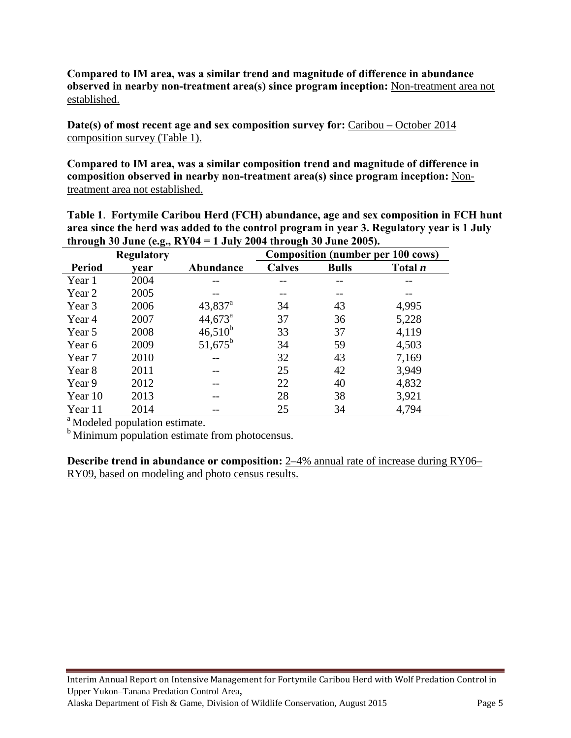**Compared to IM area, was a similar trend and magnitude of difference in abundance observed in nearby non-treatment area(s) since program inception:** Non-treatment area not established.

**Date(s) of most recent age and sex composition survey for:** Caribou – October 2014 composition survey (Table 1).

**Compared to IM area, was a similar composition trend and magnitude of difference in composition observed in nearby non-treatment area(s) since program inception:** Non-treatment area not established.

**Table 1**. **Fortymile Caribou Herd (FCH) abundance, age and sex composition in FCH hunt area since the herd was added to the control program in year 3. Regulatory year is 1 July through 30 June (e.g., RY04 = 1 July 2004 through 30 June 2005).**

| | Regulatory | | Composition (number per 100 cows) | | |
|---|---|---|---|---|---|
| **Period** | **year** | **Abundance** | **Calves** | **Bulls** | **Total *n*** |
| Year 1 | 2004 | -- | -- | -- | -- |
| Year 2 | 2005 | -- | -- | -- | -- |
| Year 3 | 2006 | 43,837[a] | 34 | 43 | 4,995 |
| Year 4 | 2007 | 44,673[a] | 37 | 36 | 5,228 |
| Year 5 | 2008 | 46,510[b] | 33 | 37 | 4,119 |
| Year 6 | 2009 | 51,675[b] | 34 | 59 | 4,503 |
| Year 7 | 2010 | -- | 32 | 43 | 7,169 |
| Year 8 | 2011 | -- | 25 | 42 | 3,949 |
| Year 9 | 2012 | -- | 22 | 40 | 4,832 |
| Year 10 | 2013 | -- | 28 | 38 | 3,921 |
| Year 11 | 2014 | -- | 25 | 34 | 4,794 |

[a] Modeled population estimate.
[b] Minimum population estimate from photocensus.

**Describe trend in abundance or composition:** 2–4% annual rate of increase during RY06–RY09, based on modeling and photo census results.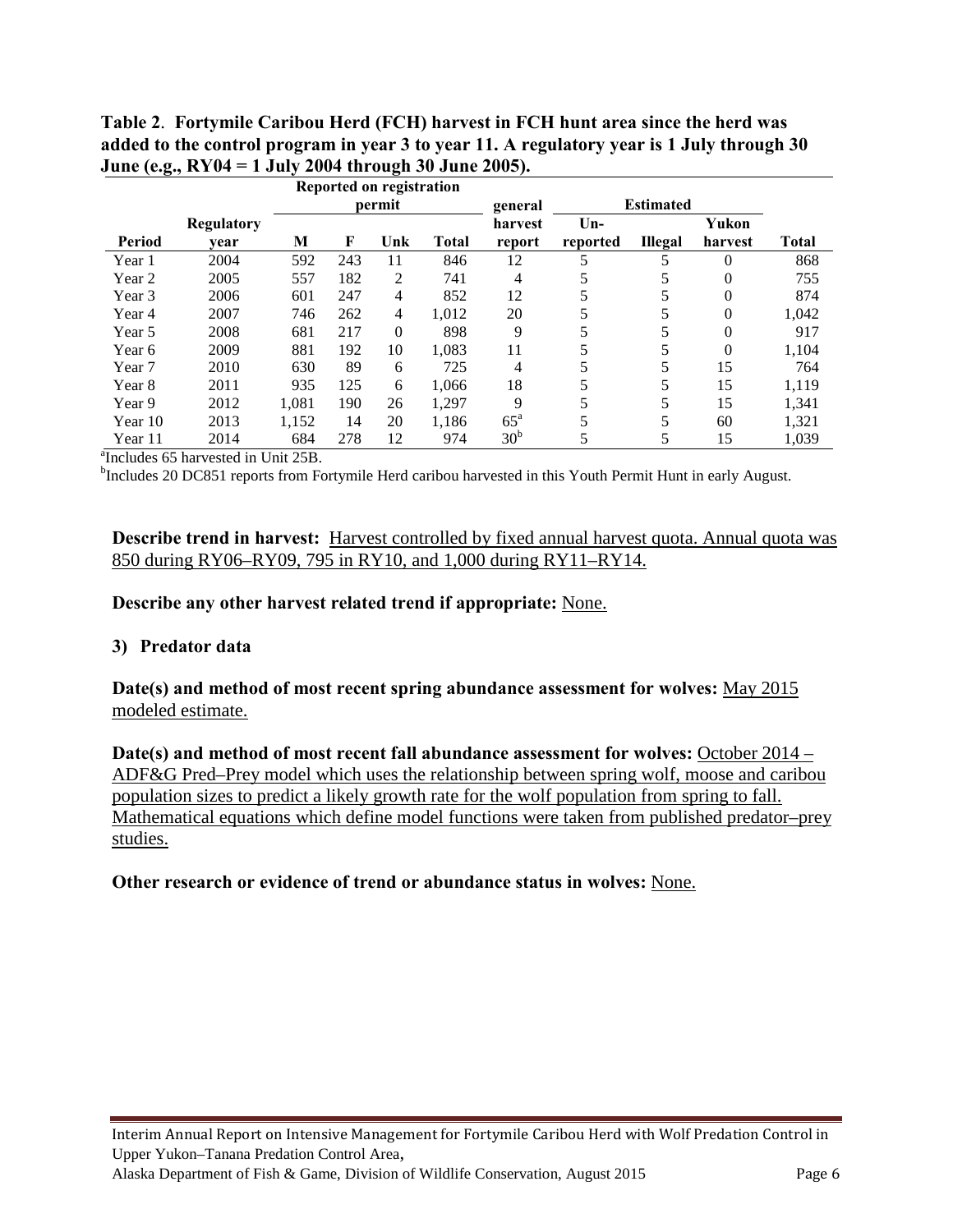**Table 2**. **Fortymile Caribou Herd (FCH) harvest in FCH hunt area since the herd was added to the control program in year 3 to year 11. A regulatory year is 1 July through 30 June (e.g., RY04 = 1 July 2004 through 30 June 2005).**

| | | Reported on registration permit | | | | general | Estimated | | | |
|---|---|---|---|---|---|---|---|---|---|---|
| Period | Regulatory year | M | F | Unk | Total | harvest report | Un-reported | Illegal | Yukon harvest | Total |
| Year 1 | 2004 | 592 | 243 | 11 | 846 | 12 | 5 | 5 | 0 | 868 |
| Year 2 | 2005 | 557 | 182 | 2 | 741 | 4 | 5 | 5 | 0 | 755 |
| Year 3 | 2006 | 601 | 247 | 4 | 852 | 12 | 5 | 5 | 0 | 874 |
| Year 4 | 2007 | 746 | 262 | 4 | 1,012 | 20 | 5 | 5 | 0 | 1,042 |
| Year 5 | 2008 | 681 | 217 | 0 | 898 | 9 | 5 | 5 | 0 | 917 |
| Year 6 | 2009 | 881 | 192 | 10 | 1,083 | 11 | 5 | 5 | 0 | 1,104 |
| Year 7 | 2010 | 630 | 89 | 6 | 725 | 4 | 5 | 5 | 15 | 764 |
| Year 8 | 2011 | 935 | 125 | 6 | 1,066 | 18 | 5 | 5 | 15 | 1,119 |
| Year 9 | 2012 | 1,081 | 190 | 26 | 1,297 | 9 | 5 | 5 | 15 | 1,341 |
| Year 10 | 2013 | 1,152 | 14 | 20 | 1,186 | 65[a] | 5 | 5 | 60 | 1,321 |
| Year 11 | 2014 | 684 | 278 | 12 | 974 | 30[b] | 5 | 5 | 15 | 1,039 |

[a]Includes 65 harvested in Unit 25B.

[b]Includes 20 DC851 reports from Fortymile Herd caribou harvested in this Youth Permit Hunt in early August.

**Describe trend in harvest:** Harvest controlled by fixed annual harvest quota. Annual quota was 850 during RY06–RY09, 795 in RY10, and 1,000 during RY11–RY14.

**Describe any other harvest related trend if appropriate:** None.

### 3) Predator data

**Date(s) and method of most recent spring abundance assessment for wolves:** May 2015 modeled estimate.

**Date(s) and method of most recent fall abundance assessment for wolves:** October 2014 – ADF&G Pred–Prey model which uses the relationship between spring wolf, moose and caribou population sizes to predict a likely growth rate for the wolf population from spring to fall. Mathematical equations which define model functions were taken from published predator–prey studies.

**Other research or evidence of trend or abundance status in wolves:** None.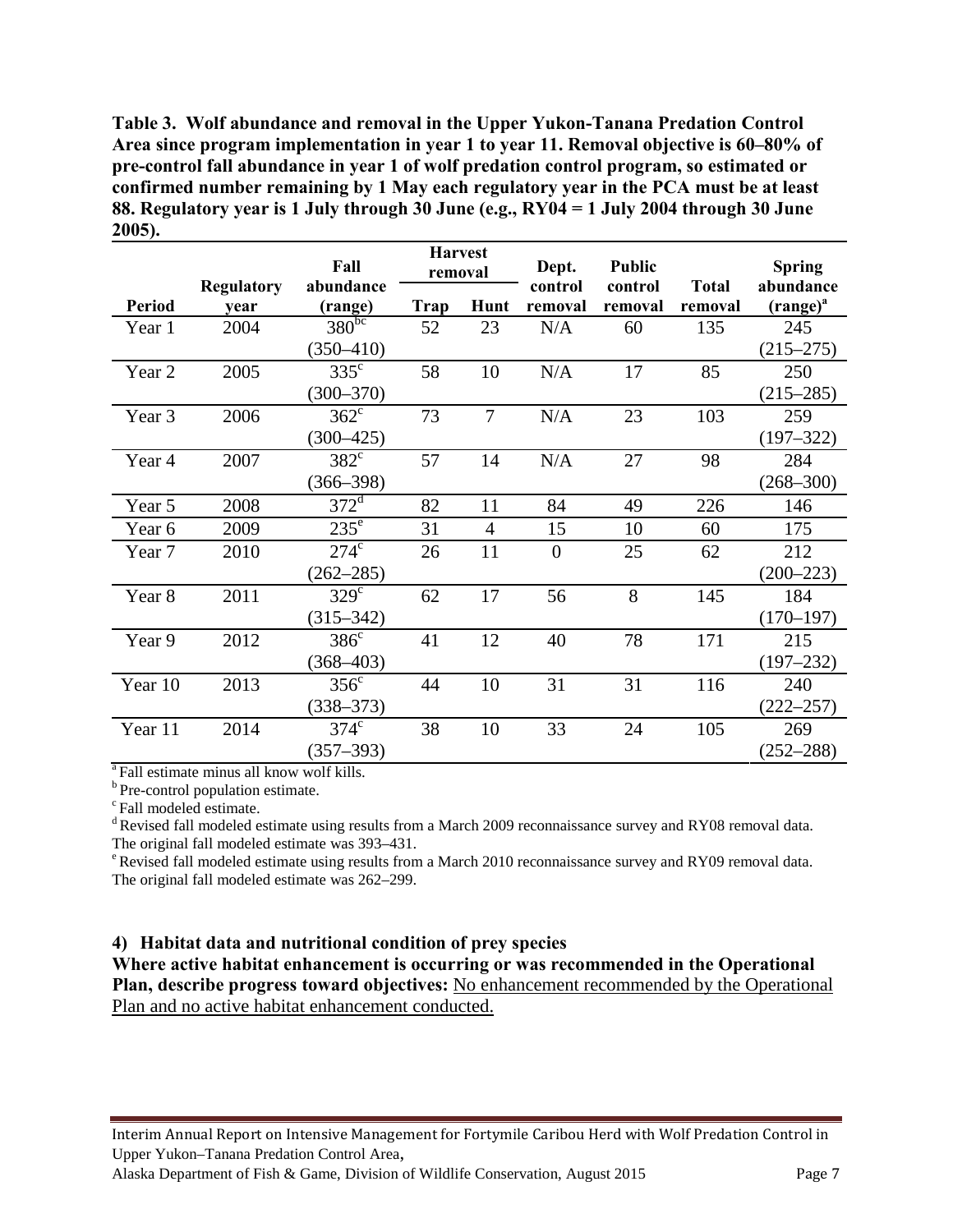**Table 3. Wolf abundance and removal in the Upper Yukon-Tanana Predation Control Area since program implementation in year 1 to year 11. Removal objective is 60–80% of pre-control fall abundance in year 1 of wolf predation control program, so estimated or confirmed number remaining by 1 May each regulatory year in the PCA must be at least 88. Regulatory year is 1 July through 30 June (e.g., RY04 = 1 July 2004 through 30 June 2005).**

| Period | Regulatory year | Fall abundance (range) | Harvest removal | | Dept. control removal | Public control removal | Total removal | Spring abundance (range)[a] |
|---|---|---|---|---|---|---|---|---|
| | | | Trap | Hunt | | | | |
| Year 1 | 2004 | 380[bc] (350–410) | 52 | 23 | N/A | 60 | 135 | 245 (215–275) |
| Year 2 | 2005 | 335[c] (300–370) | 58 | 10 | N/A | 17 | 85 | 250 (215–285) |
| Year 3 | 2006 | 362[c] (300–425) | 73 | 7 | N/A | 23 | 103 | 259 (197–322) |
| Year 4 | 2007 | 382[c] (366–398) | 57 | 14 | N/A | 27 | 98 | 284 (268–300) |
| Year 5 | 2008 | 372[d] | 82 | 11 | 84 | 49 | 226 | 146 |
| Year 6 | 2009 | 235[e] | 31 | 4 | 15 | 10 | 60 | 175 |
| Year 7 | 2010 | 274[c] (262–285) | 26 | 11 | 0 | 25 | 62 | 212 (200–223) |
| Year 8 | 2011 | 329[c] (315–342) | 62 | 17 | 56 | 8 | 145 | 184 (170–197) |
| Year 9 | 2012 | 386[c] (368–403) | 41 | 12 | 40 | 78 | 171 | 215 (197–232) |
| Year 10 | 2013 | 356[c] (338–373) | 44 | 10 | 31 | 31 | 116 | 240 (222–257) |
| Year 11 | 2014 | 374[c] (357–393) | 38 | 10 | 33 | 24 | 105 | 269 (252–288) |

[a] Fall estimate minus all know wolf kills.
[b] Pre-control population estimate.
[c] Fall modeled estimate.
[d] Revised fall modeled estimate using results from a March 2009 reconnaissance survey and RY08 removal data. The original fall modeled estimate was 393–431.
[e] Revised fall modeled estimate using results from a March 2010 reconnaissance survey and RY09 removal data. The original fall modeled estimate was 262–299.

### 4) Habitat data and nutritional condition of prey species

**Where active habitat enhancement is occurring or was recommended in the Operational Plan, describe progress toward objectives:** No enhancement recommended by the Operational Plan and no active habitat enhancement conducted.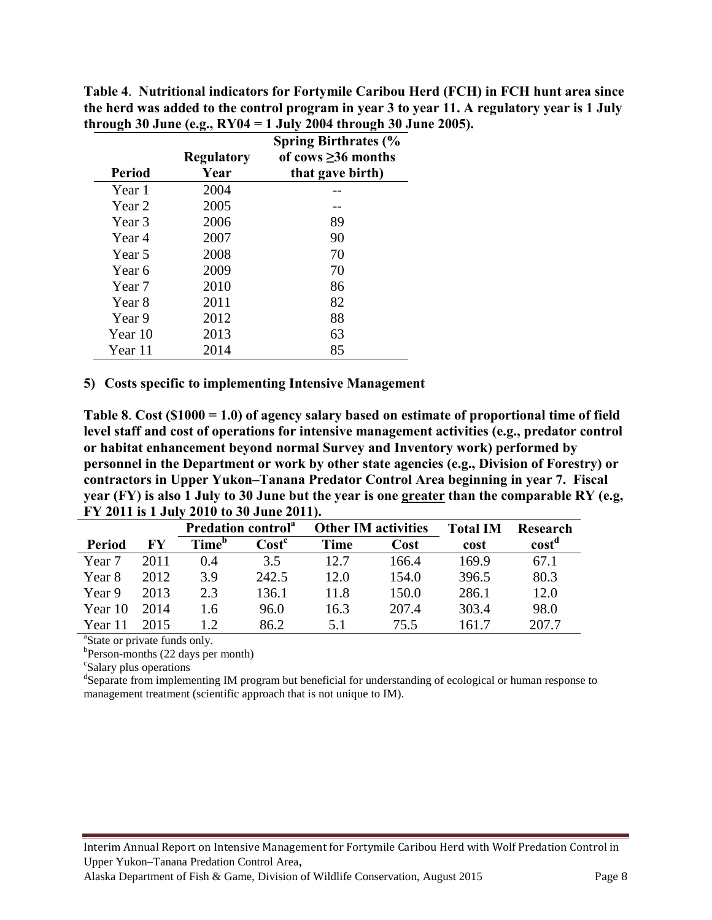**Table 4**. **Nutritional indicators for Fortymile Caribou Herd (FCH) in FCH hunt area since the herd was added to the control program in year 3 to year 11. A regulatory year is 1 July through 30 June (e.g., RY04 = 1 July 2004 through 30 June 2005).**

| Period | Regulatory Year | Spring Birthrates (% of cows ≥36 months that gave birth) |
|---|---|---|
| Year 1 | 2004 | -- |
| Year 2 | 2005 | -- |
| Year 3 | 2006 | 89 |
| Year 4 | 2007 | 90 |
| Year 5 | 2008 | 70 |
| Year 6 | 2009 | 70 |
| Year 7 | 2010 | 86 |
| Year 8 | 2011 | 82 |
| Year 9 | 2012 | 88 |
| Year 10 | 2013 | 63 |
| Year 11 | 2014 | 85 |

### 5) Costs specific to implementing Intensive Management

**Table 8**. **Cost ($1000 = 1.0) of agency salary based on estimate of proportional time of field level staff and cost of operations for intensive management activities (e.g., predator control or habitat enhancement beyond normal Survey and Inventory work) performed by personnel in the Department or work by other state agencies (e.g., Division of Forestry) or contractors in Upper Yukon–Tanana Predator Control Area beginning in year 7. Fiscal year (FY) is also 1 July to 30 June but the year is one <u>greater</u> than the comparable RY (e.g, FY 2011 is 1 July 2010 to 30 June 2011).**

| | | Predation control[a] | | Other IM activities | | Total IM | Research |
|---|---|---|---|---|---|---|---|
| Period | FY | Time[b] | Cost[c] | Time | Cost | cost | cost[d] |
| Year 7 | 2011 | 0.4 | 3.5 | 12.7 | 166.4 | 169.9 | 67.1 |
| Year 8 | 2012 | 3.9 | 242.5 | 12.0 | 154.0 | 396.5 | 80.3 |
| Year 9 | 2013 | 2.3 | 136.1 | 11.8 | 150.0 | 286.1 | 12.0 |
| Year 10 | 2014 | 1.6 | 96.0 | 16.3 | 207.4 | 303.4 | 98.0 |
| Year 11 | 2015 | 1.2 | 86.2 | 5.1 | 75.5 | 161.7 | 207.7 |

[a]State or private funds only.
[b]Person-months (22 days per month)
[c]Salary plus operations
[d]Separate from implementing IM program but beneficial for understanding of ecological or human response to management treatment (scientific approach that is not unique to IM).